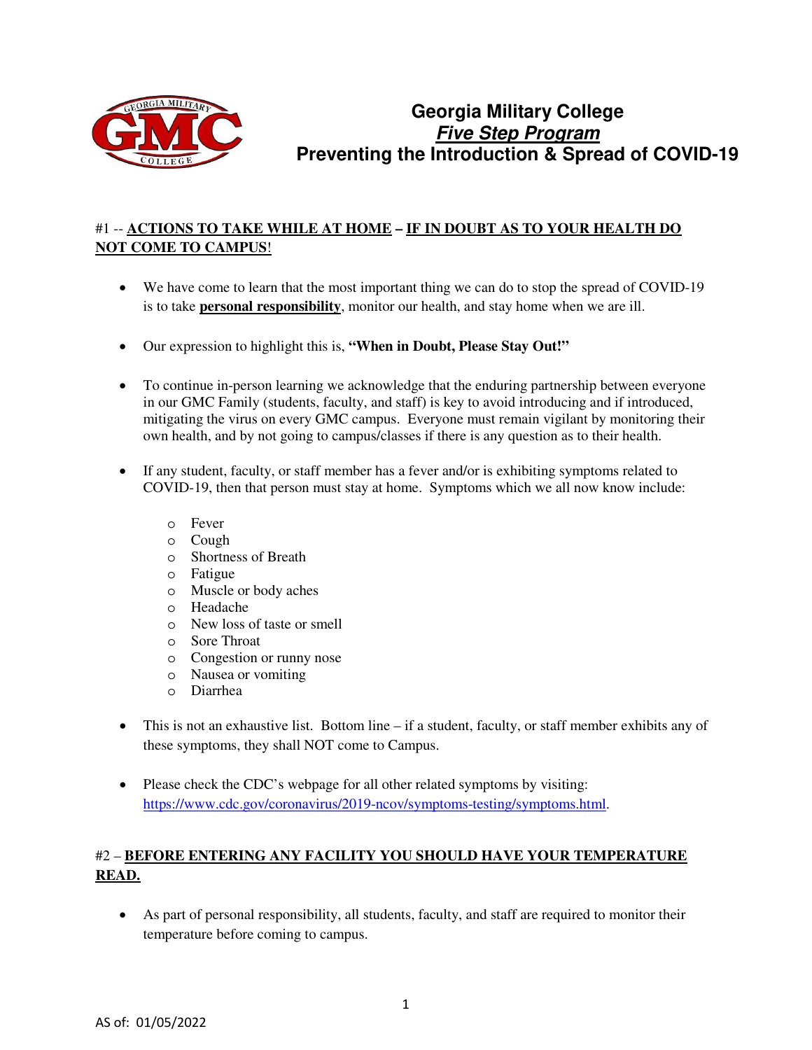# Georgia Military College

## ***Five Step Program***

## Preventing the Introduction & Spread of COVID-19

#1 -- **ACTIONS TO TAKE WHILE AT HOME – IF IN DOUBT AS TO YOUR HEALTH DO NOT COME TO CAMPUS**!

- We have come to learn that the most important thing we can do to stop the spread of COVID-19 is to take **personal responsibility**, monitor our health, and stay home when we are ill.

- Our expression to highlight this is, **"When in Doubt, Please Stay Out!"**

- To continue in-person learning we acknowledge that the enduring partnership between everyone in our GMC Family (students, faculty, and staff) is key to avoid introducing and if introduced, mitigating the virus on every GMC campus. Everyone must remain vigilant by monitoring their own health, and by not going to campus/classes if there is any question as to their health.

- If any student, faculty, or staff member has a fever and/or is exhibiting symptoms related to COVID-19, then that person must stay at home. Symptoms which we all now know include:
  - Fever
  - Cough
  - Shortness of Breath
  - Fatigue
  - Muscle or body aches
  - Headache
  - New loss of taste or smell
  - Sore Throat
  - Congestion or runny nose
  - Nausea or vomiting
  - Diarrhea

- This is not an exhaustive list. Bottom line – if a student, faculty, or staff member exhibits any of these symptoms, they shall NOT come to Campus.

- Please check the CDC's webpage for all other related symptoms by visiting: https://www.cdc.gov/coronavirus/2019-ncov/symptoms-testing/symptoms.html.

#2 – **BEFORE ENTERING ANY FACILITY YOU SHOULD HAVE YOUR TEMPERATURE READ.**

- As part of personal responsibility, all students, faculty, and staff are required to monitor their temperature before coming to campus.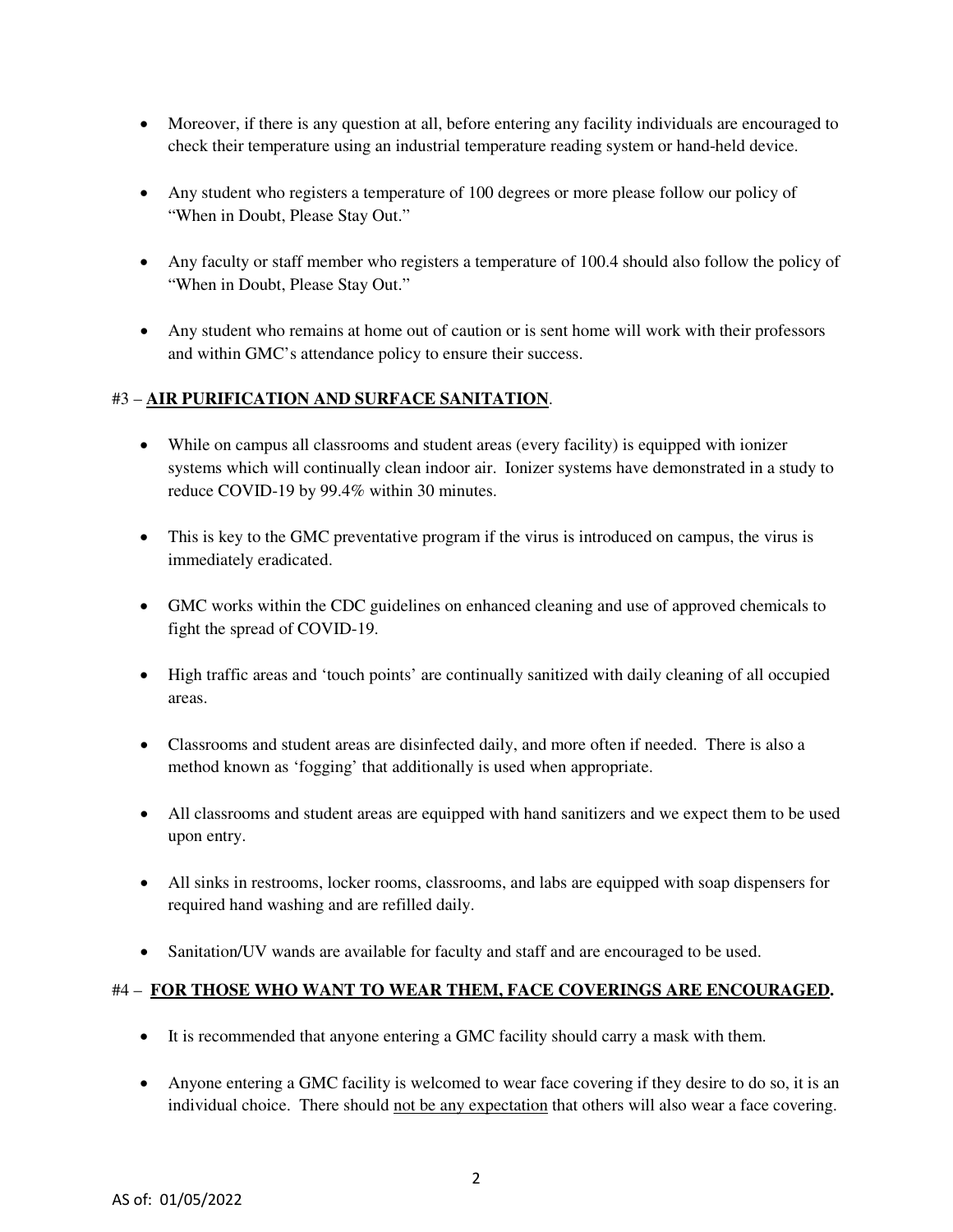- Moreover, if there is any question at all, before entering any facility individuals are encouraged to check their temperature using an industrial temperature reading system or hand-held device.

- Any student who registers a temperature of 100 degrees or more please follow our policy of "When in Doubt, Please Stay Out."

- Any faculty or staff member who registers a temperature of 100.4 should also follow the policy of "When in Doubt, Please Stay Out."

- Any student who remains at home out of caution or is sent home will work with their professors and within GMC's attendance policy to ensure their success.

#3 – **<u>AIR PURIFICATION AND SURFACE SANITATION</u>**.

- While on campus all classrooms and student areas (every facility) is equipped with ionizer systems which will continually clean indoor air. Ionizer systems have demonstrated in a study to reduce COVID-19 by 99.4% within 30 minutes.

- This is key to the GMC preventative program if the virus is introduced on campus, the virus is immediately eradicated.

- GMC works within the CDC guidelines on enhanced cleaning and use of approved chemicals to fight the spread of COVID-19.

- High traffic areas and 'touch points' are continually sanitized with daily cleaning of all occupied areas.

- Classrooms and student areas are disinfected daily, and more often if needed. There is also a method known as 'fogging' that additionally is used when appropriate.

- All classrooms and student areas are equipped with hand sanitizers and we expect them to be used upon entry.

- All sinks in restrooms, locker rooms, classrooms, and labs are equipped with soap dispensers for required hand washing and are refilled daily.

- Sanitation/UV wands are available for faculty and staff and are encouraged to be used.

#4 – **<u>FOR THOSE WHO WANT TO WEAR THEM, FACE COVERINGS ARE ENCOURAGED</u>.**

- It is recommended that anyone entering a GMC facility should carry a mask with them.

- Anyone entering a GMC facility is welcomed to wear face covering if they desire to do so, it is an individual choice. There should <u>not be any expectation</u> that others will also wear a face covering.

AS of: 01/05/2022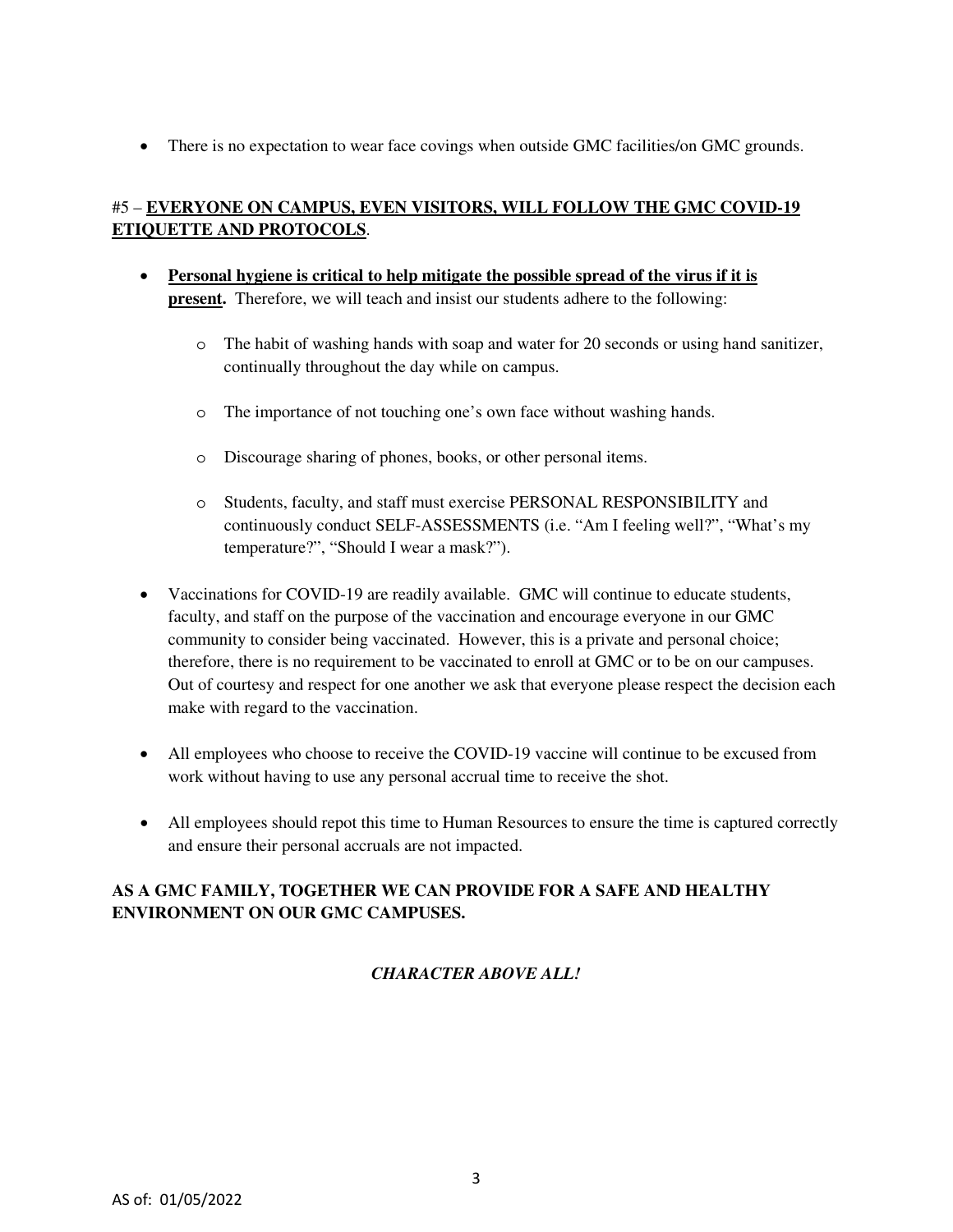- There is no expectation to wear face covings when outside GMC facilities/on GMC grounds.

#5 – **EVERYONE ON CAMPUS, EVEN VISITORS, WILL FOLLOW THE GMC COVID-19 ETIQUETTE AND PROTOCOLS**.

- **Personal hygiene is critical to help mitigate the possible spread of the virus if it is present.** Therefore, we will teach and insist our students adhere to the following:
  - The habit of washing hands with soap and water for 20 seconds or using hand sanitizer, continually throughout the day while on campus.
  - The importance of not touching one's own face without washing hands.
  - Discourage sharing of phones, books, or other personal items.
  - Students, faculty, and staff must exercise PERSONAL RESPONSIBILITY and continuously conduct SELF-ASSESSMENTS (i.e. "Am I feeling well?", "What's my temperature?", "Should I wear a mask?").
- Vaccinations for COVID-19 are readily available. GMC will continue to educate students, faculty, and staff on the purpose of the vaccination and encourage everyone in our GMC community to consider being vaccinated. However, this is a private and personal choice; therefore, there is no requirement to be vaccinated to enroll at GMC or to be on our campuses. Out of courtesy and respect for one another we ask that everyone please respect the decision each make with regard to the vaccination.
- All employees who choose to receive the COVID-19 vaccine will continue to be excused from work without having to use any personal accrual time to receive the shot.
- All employees should repot this time to Human Resources to ensure the time is captured correctly and ensure their personal accruals are not impacted.

**AS A GMC FAMILY, TOGETHER WE CAN PROVIDE FOR A SAFE AND HEALTHY ENVIRONMENT ON OUR GMC CAMPUSES.**

***CHARACTER ABOVE ALL!***

AS of: 01/05/2022